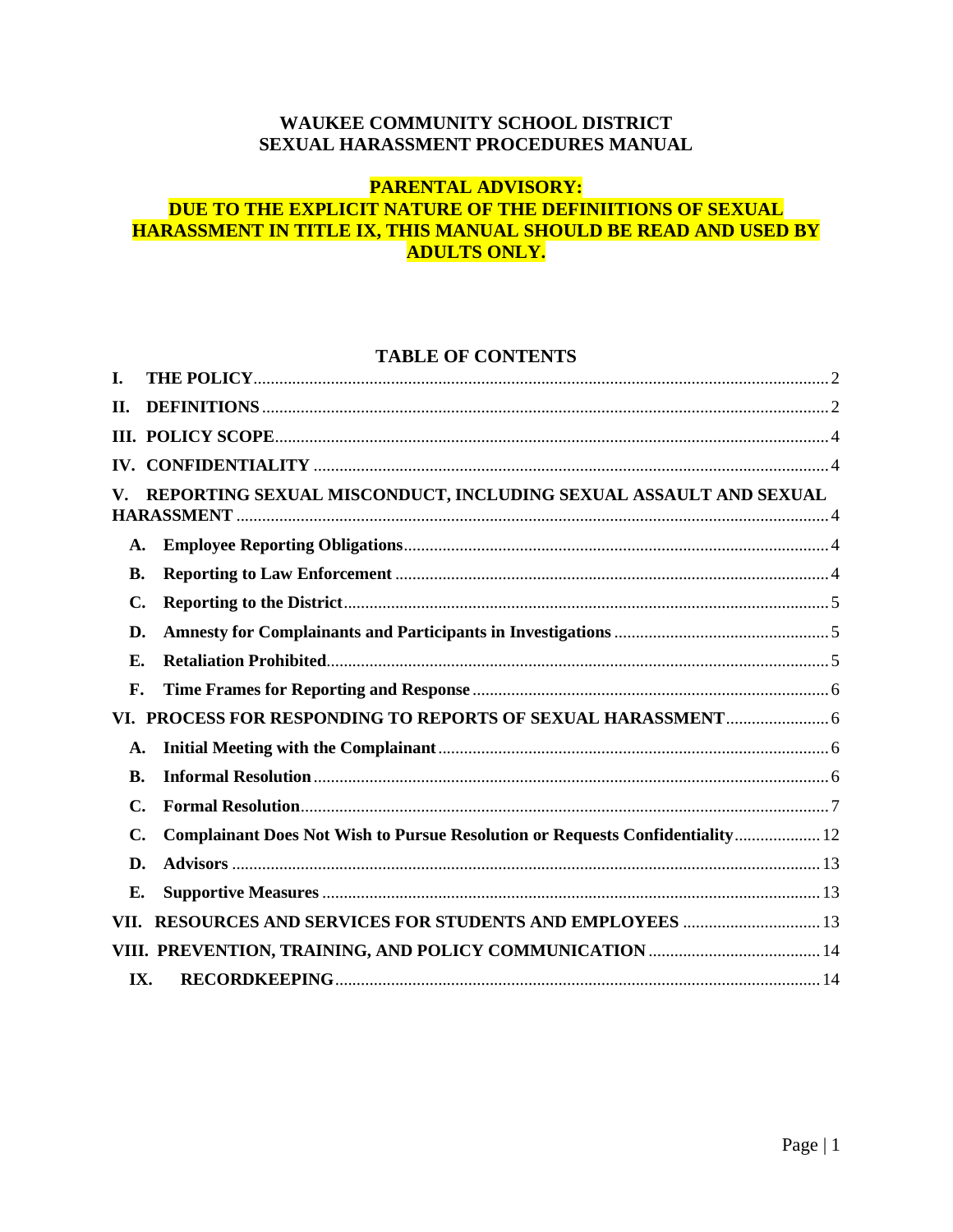# WAUKEE COMMUNITY SCHOOL DISTRICT
# SEXUAL HARASSMENT PROCEDURES MANUAL

**PARENTAL ADVISORY:**
**DUE TO THE EXPLICIT NATURE OF THE DEFINIITIONS OF SEXUAL HARASSMENT IN TITLE IX, THIS MANUAL SHOULD BE READ AND USED BY ADULTS ONLY.**

## TABLE OF CONTENTS

**I. THE POLICY** .......... 2

**II. DEFINITIONS** .......... 2

**III. POLICY SCOPE** .......... 4

**IV. CONFIDENTIALITY** .......... 4

**V. REPORTING SEXUAL MISCONDUCT, INCLUDING SEXUAL ASSAULT AND SEXUAL HARASSMENT** .......... 4

- **A. Employee Reporting Obligations** .......... 4
- **B. Reporting to Law Enforcement** .......... 4
- **C. Reporting to the District** .......... 5
- **D. Amnesty for Complainants and Participants in Investigations** .......... 5
- **E. Retaliation Prohibited** .......... 5
- **F. Time Frames for Reporting and Response** .......... 6

**VI. PROCESS FOR RESPONDING TO REPORTS OF SEXUAL HARASSMENT** .......... 6

- **A. Initial Meeting with the Complainant** .......... 6
- **B. Informal Resolution** .......... 6
- **C. Formal Resolution** .......... 7
- **C. Complainant Does Not Wish to Pursue Resolution or Requests Confidentiality** .......... 12
- **D. Advisors** .......... 13
- **E. Supportive Measures** .......... 13

**VII. RESOURCES AND SERVICES FOR STUDENTS AND EMPLOYEES** .......... 13

**VIII. PREVENTION, TRAINING, AND POLICY COMMUNICATION** .......... 14

**IX. RECORDKEEPING** .......... 14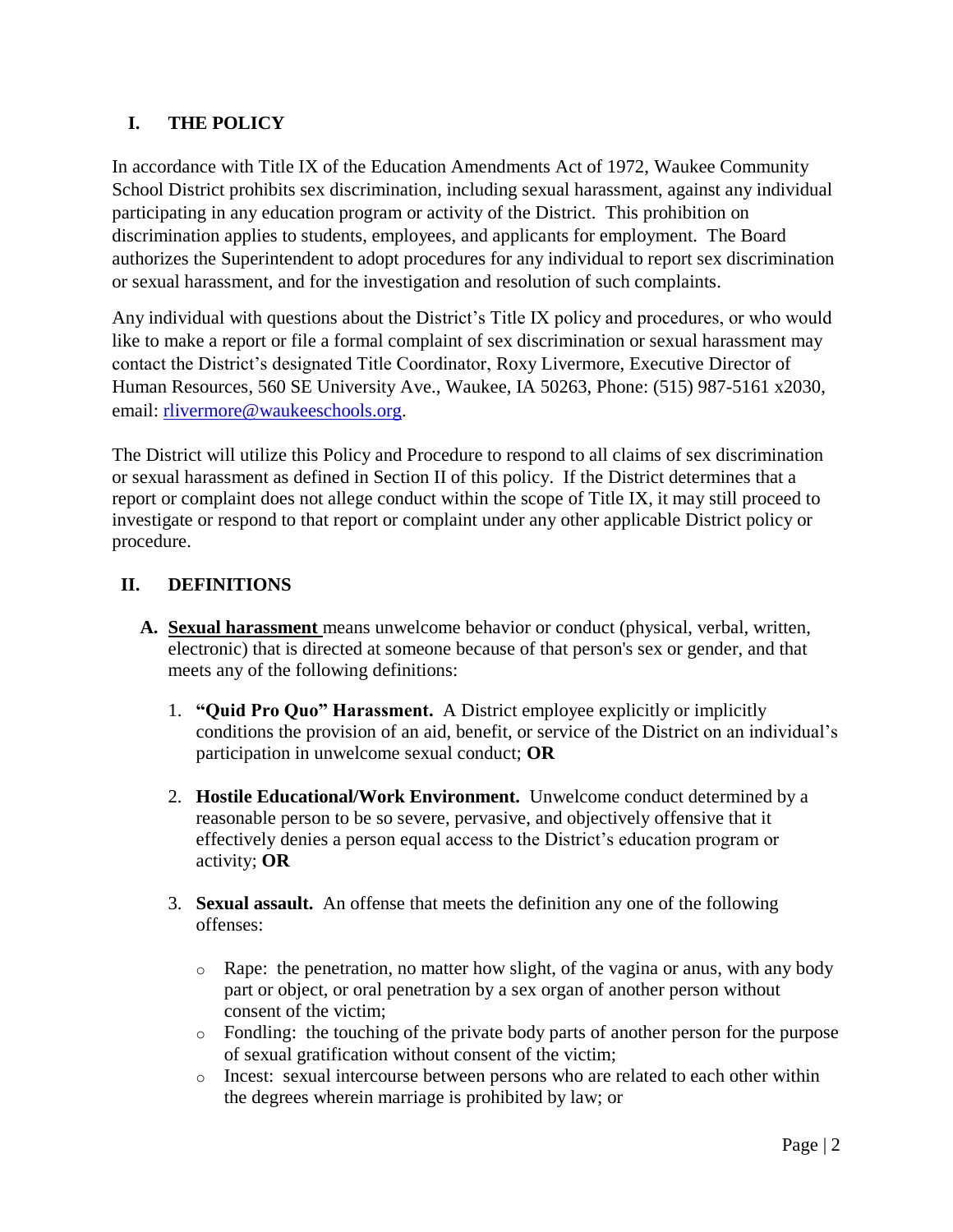## I. THE POLICY

In accordance with Title IX of the Education Amendments Act of 1972, Waukee Community School District prohibits sex discrimination, including sexual harassment, against any individual participating in any education program or activity of the District. This prohibition on discrimination applies to students, employees, and applicants for employment. The Board authorizes the Superintendent to adopt procedures for any individual to report sex discrimination or sexual harassment, and for the investigation and resolution of such complaints.

Any individual with questions about the District's Title IX policy and procedures, or who would like to make a report or file a formal complaint of sex discrimination or sexual harassment may contact the District's designated Title Coordinator, Roxy Livermore, Executive Director of Human Resources, 560 SE University Ave., Waukee, IA 50263, Phone: (515) 987-5161 x2030, email: rlivermore@waukeeschools.org.

The District will utilize this Policy and Procedure to respond to all claims of sex discrimination or sexual harassment as defined in Section II of this policy. If the District determines that a report or complaint does not allege conduct within the scope of Title IX, it may still proceed to investigate or respond to that report or complaint under any other applicable District policy or procedure.

## II. DEFINITIONS

**A. Sexual harassment** means unwelcome behavior or conduct (physical, verbal, written, electronic) that is directed at someone because of that person's sex or gender, and that meets any of the following definitions:

1. **"Quid Pro Quo" Harassment.** A District employee explicitly or implicitly conditions the provision of an aid, benefit, or service of the District on an individual's participation in unwelcome sexual conduct; **OR**

2. **Hostile Educational/Work Environment.** Unwelcome conduct determined by a reasonable person to be so severe, pervasive, and objectively offensive that it effectively denies a person equal access to the District's education program or activity; **OR**

3. **Sexual assault.** An offense that meets the definition any one of the following offenses:

   - Rape: the penetration, no matter how slight, of the vagina or anus, with any body part or object, or oral penetration by a sex organ of another person without consent of the victim;
   - Fondling: the touching of the private body parts of another person for the purpose of sexual gratification without consent of the victim;
   - Incest: sexual intercourse between persons who are related to each other within the degrees wherein marriage is prohibited by law; or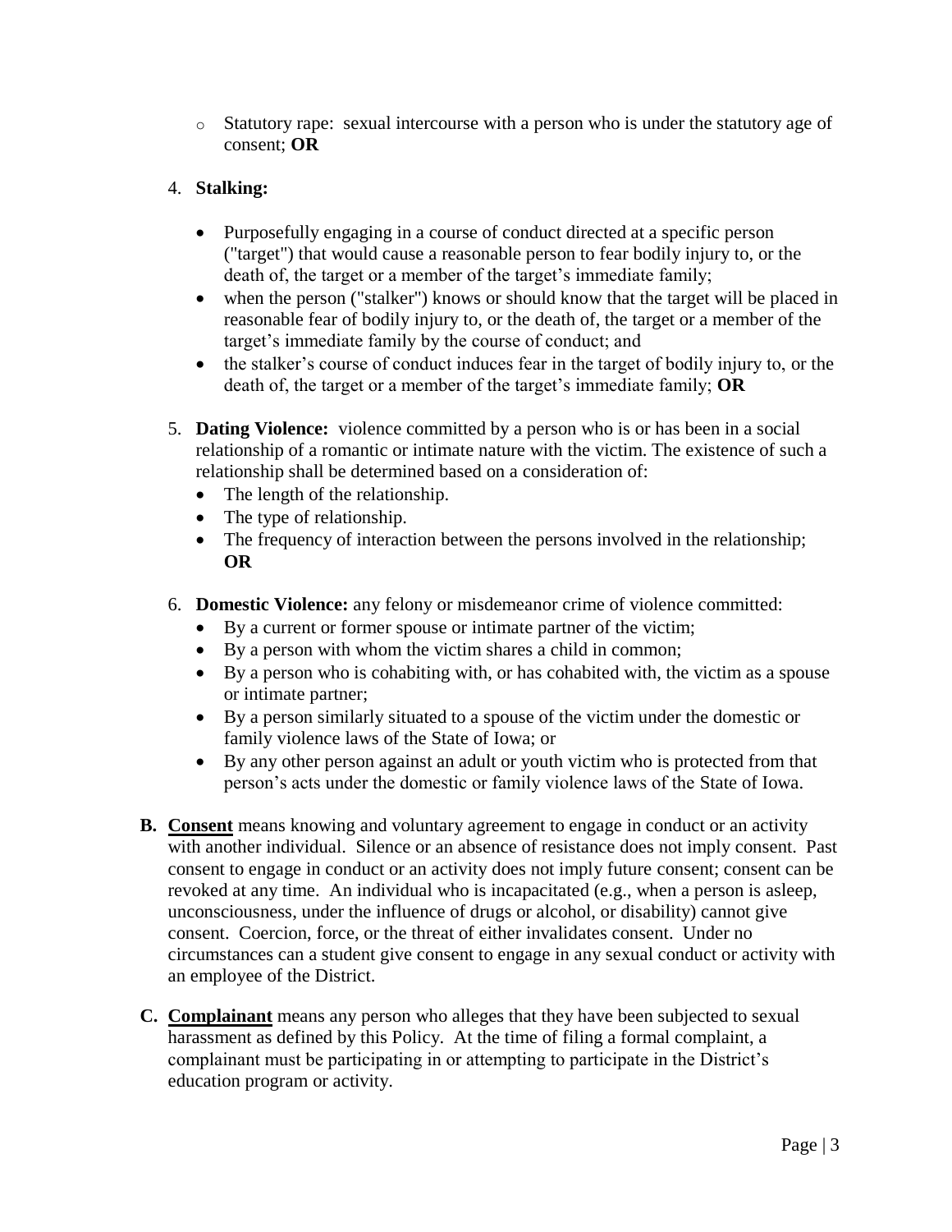- Statutory rape: sexual intercourse with a person who is under the statutory age of consent; **OR**

4. **Stalking:**

   - Purposefully engaging in a course of conduct directed at a specific person ("target") that would cause a reasonable person to fear bodily injury to, or the death of, the target or a member of the target's immediate family;
   - when the person ("stalker") knows or should know that the target will be placed in reasonable fear of bodily injury to, or the death of, the target or a member of the target's immediate family by the course of conduct; and
   - the stalker's course of conduct induces fear in the target of bodily injury to, or the death of, the target or a member of the target's immediate family; **OR**

5. **Dating Violence:** violence committed by a person who is or has been in a social relationship of a romantic or intimate nature with the victim. The existence of such a relationship shall be determined based on a consideration of:
   - The length of the relationship.
   - The type of relationship.
   - The frequency of interaction between the persons involved in the relationship; **OR**

6. **Domestic Violence:** any felony or misdemeanor crime of violence committed:
   - By a current or former spouse or intimate partner of the victim;
   - By a person with whom the victim shares a child in common;
   - By a person who is cohabiting with, or has cohabited with, the victim as a spouse or intimate partner;
   - By a person similarly situated to a spouse of the victim under the domestic or family violence laws of the State of Iowa; or
   - By any other person against an adult or youth victim who is protected from that person's acts under the domestic or family violence laws of the State of Iowa.

**B. <u>Consent</u>** means knowing and voluntary agreement to engage in conduct or an activity with another individual. Silence or an absence of resistance does not imply consent. Past consent to engage in conduct or an activity does not imply future consent; consent can be revoked at any time. An individual who is incapacitated (e.g., when a person is asleep, unconsciousness, under the influence of drugs or alcohol, or disability) cannot give consent. Coercion, force, or the threat of either invalidates consent. Under no circumstances can a student give consent to engage in any sexual conduct or activity with an employee of the District.

**C. <u>Complainant</u>** means any person who alleges that they have been subjected to sexual harassment as defined by this Policy. At the time of filing a formal complaint, a complainant must be participating in or attempting to participate in the District's education program or activity.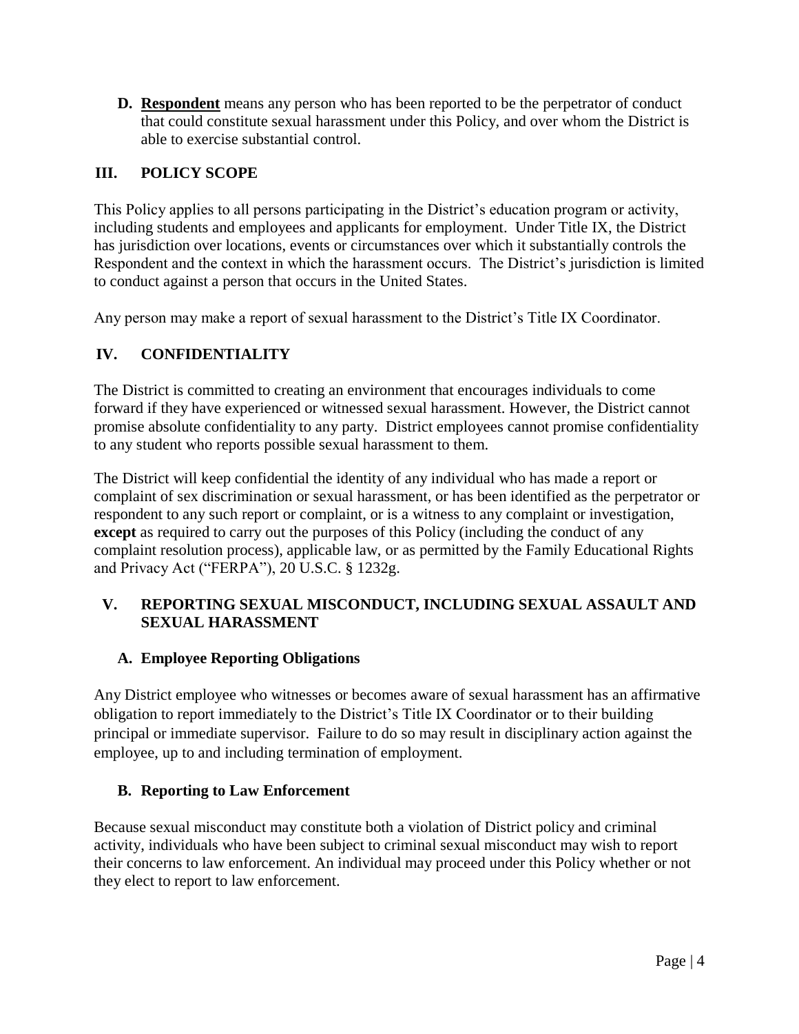**D. <u>Respondent</u>** means any person who has been reported to be the perpetrator of conduct that could constitute sexual harassment under this Policy, and over whom the District is able to exercise substantial control.

## III. POLICY SCOPE

This Policy applies to all persons participating in the District's education program or activity, including students and employees and applicants for employment. Under Title IX, the District has jurisdiction over locations, events or circumstances over which it substantially controls the Respondent and the context in which the harassment occurs. The District's jurisdiction is limited to conduct against a person that occurs in the United States.

Any person may make a report of sexual harassment to the District's Title IX Coordinator.

## IV. CONFIDENTIALITY

The District is committed to creating an environment that encourages individuals to come forward if they have experienced or witnessed sexual harassment. However, the District cannot promise absolute confidentiality to any party. District employees cannot promise confidentiality to any student who reports possible sexual harassment to them.

The District will keep confidential the identity of any individual who has made a report or complaint of sex discrimination or sexual harassment, or has been identified as the perpetrator or respondent to any such report or complaint, or is a witness to any complaint or investigation, **except** as required to carry out the purposes of this Policy (including the conduct of any complaint resolution process), applicable law, or as permitted by the Family Educational Rights and Privacy Act ("FERPA"), 20 U.S.C. § 1232g.

## V. REPORTING SEXUAL MISCONDUCT, INCLUDING SEXUAL ASSAULT AND SEXUAL HARASSMENT

### A. Employee Reporting Obligations

Any District employee who witnesses or becomes aware of sexual harassment has an affirmative obligation to report immediately to the District's Title IX Coordinator or to their building principal or immediate supervisor. Failure to do so may result in disciplinary action against the employee, up to and including termination of employment.

### B. Reporting to Law Enforcement

Because sexual misconduct may constitute both a violation of District policy and criminal activity, individuals who have been subject to criminal sexual misconduct may wish to report their concerns to law enforcement. An individual may proceed under this Policy whether or not they elect to report to law enforcement.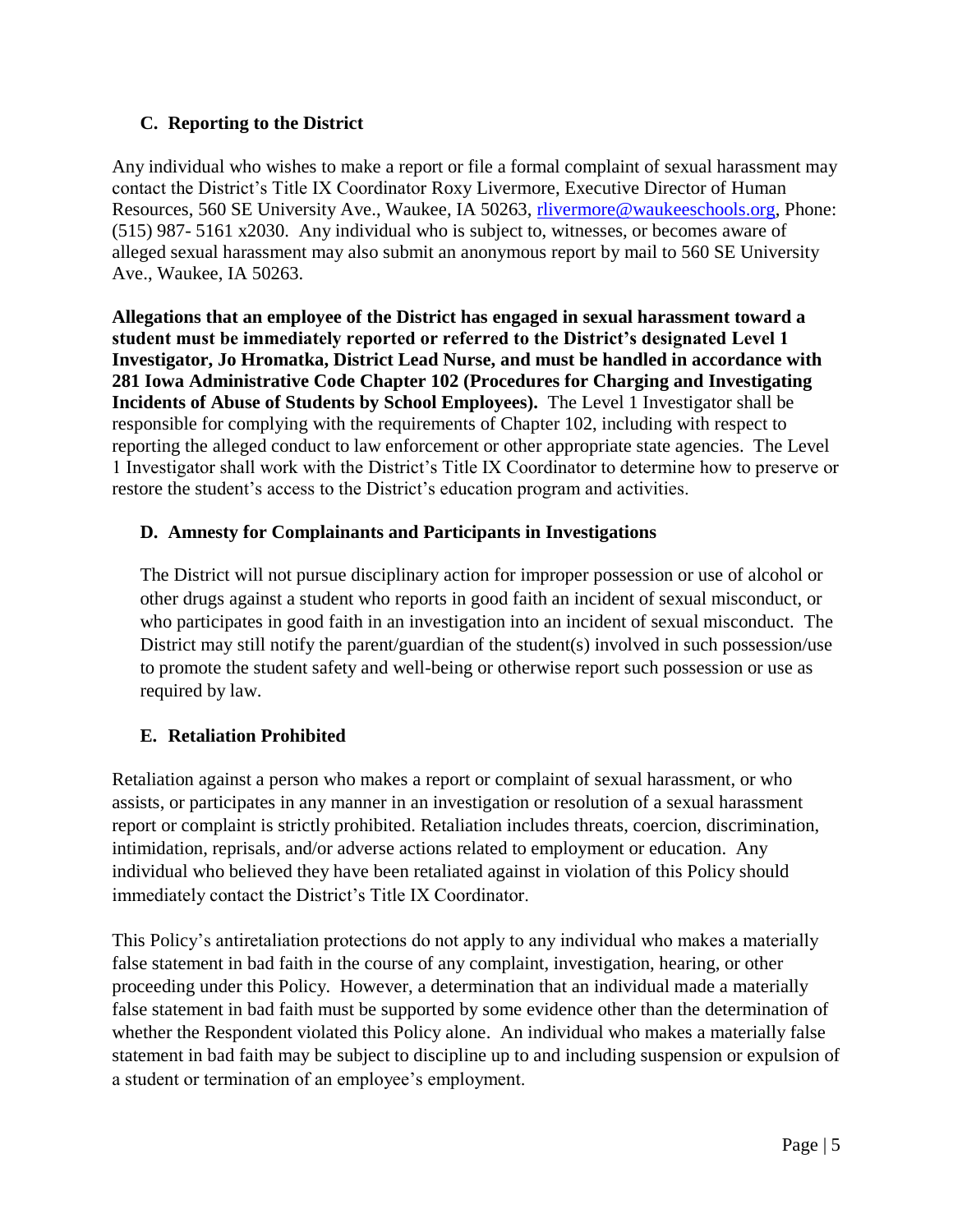### C. Reporting to the District

Any individual who wishes to make a report or file a formal complaint of sexual harassment may contact the District's Title IX Coordinator Roxy Livermore, Executive Director of Human Resources, 560 SE University Ave., Waukee, IA 50263, rlivermore@waukeeschools.org, Phone: (515) 987- 5161 x2030. Any individual who is subject to, witnesses, or becomes aware of alleged sexual harassment may also submit an anonymous report by mail to 560 SE University Ave., Waukee, IA 50263.

**Allegations that an employee of the District has engaged in sexual harassment toward a student must be immediately reported or referred to the District's designated Level 1 Investigator, Jo Hromatka, District Lead Nurse, and must be handled in accordance with 281 Iowa Administrative Code Chapter 102 (Procedures for Charging and Investigating Incidents of Abuse of Students by School Employees).** The Level 1 Investigator shall be responsible for complying with the requirements of Chapter 102, including with respect to reporting the alleged conduct to law enforcement or other appropriate state agencies. The Level 1 Investigator shall work with the District's Title IX Coordinator to determine how to preserve or restore the student's access to the District's education program and activities.

### D. Amnesty for Complainants and Participants in Investigations

The District will not pursue disciplinary action for improper possession or use of alcohol or other drugs against a student who reports in good faith an incident of sexual misconduct, or who participates in good faith in an investigation into an incident of sexual misconduct. The District may still notify the parent/guardian of the student(s) involved in such possession/use to promote the student safety and well-being or otherwise report such possession or use as required by law.

### E. Retaliation Prohibited

Retaliation against a person who makes a report or complaint of sexual harassment, or who assists, or participates in any manner in an investigation or resolution of a sexual harassment report or complaint is strictly prohibited. Retaliation includes threats, coercion, discrimination, intimidation, reprisals, and/or adverse actions related to employment or education. Any individual who believed they have been retaliated against in violation of this Policy should immediately contact the District's Title IX Coordinator.

This Policy's antiretaliation protections do not apply to any individual who makes a materially false statement in bad faith in the course of any complaint, investigation, hearing, or other proceeding under this Policy. However, a determination that an individual made a materially false statement in bad faith must be supported by some evidence other than the determination of whether the Respondent violated this Policy alone. An individual who makes a materially false statement in bad faith may be subject to discipline up to and including suspension or expulsion of a student or termination of an employee's employment.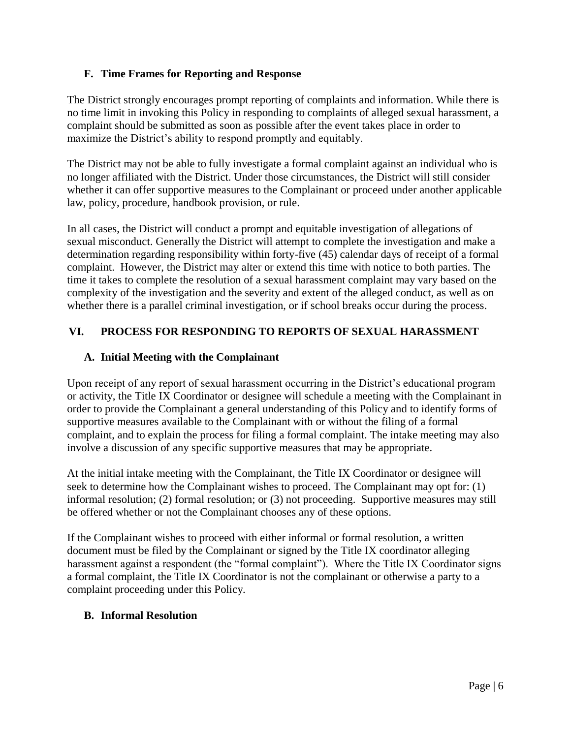### F. Time Frames for Reporting and Response

The District strongly encourages prompt reporting of complaints and information. While there is no time limit in invoking this Policy in responding to complaints of alleged sexual harassment, a complaint should be submitted as soon as possible after the event takes place in order to maximize the District's ability to respond promptly and equitably.

The District may not be able to fully investigate a formal complaint against an individual who is no longer affiliated with the District. Under those circumstances, the District will still consider whether it can offer supportive measures to the Complainant or proceed under another applicable law, policy, procedure, handbook provision, or rule.

In all cases, the District will conduct a prompt and equitable investigation of allegations of sexual misconduct. Generally the District will attempt to complete the investigation and make a determination regarding responsibility within forty-five (45) calendar days of receipt of a formal complaint. However, the District may alter or extend this time with notice to both parties. The time it takes to complete the resolution of a sexual harassment complaint may vary based on the complexity of the investigation and the severity and extent of the alleged conduct, as well as on whether there is a parallel criminal investigation, or if school breaks occur during the process.

## VI. PROCESS FOR RESPONDING TO REPORTS OF SEXUAL HARASSMENT

### A. Initial Meeting with the Complainant

Upon receipt of any report of sexual harassment occurring in the District's educational program or activity, the Title IX Coordinator or designee will schedule a meeting with the Complainant in order to provide the Complainant a general understanding of this Policy and to identify forms of supportive measures available to the Complainant with or without the filing of a formal complaint, and to explain the process for filing a formal complaint. The intake meeting may also involve a discussion of any specific supportive measures that may be appropriate.

At the initial intake meeting with the Complainant, the Title IX Coordinator or designee will seek to determine how the Complainant wishes to proceed. The Complainant may opt for: (1) informal resolution; (2) formal resolution; or (3) not proceeding. Supportive measures may still be offered whether or not the Complainant chooses any of these options.

If the Complainant wishes to proceed with either informal or formal resolution, a written document must be filed by the Complainant or signed by the Title IX coordinator alleging harassment against a respondent (the "formal complaint"). Where the Title IX Coordinator signs a formal complaint, the Title IX Coordinator is not the complainant or otherwise a party to a complaint proceeding under this Policy.

### B. Informal Resolution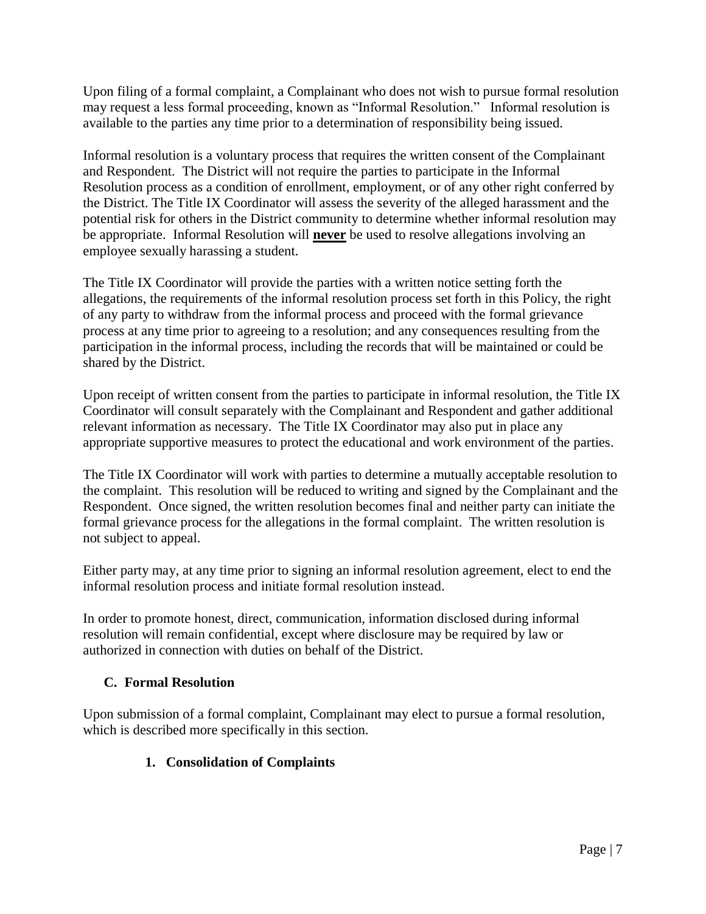Upon filing of a formal complaint, a Complainant who does not wish to pursue formal resolution may request a less formal proceeding, known as "Informal Resolution." Informal resolution is available to the parties any time prior to a determination of responsibility being issued.

Informal resolution is a voluntary process that requires the written consent of the Complainant and Respondent. The District will not require the parties to participate in the Informal Resolution process as a condition of enrollment, employment, or of any other right conferred by the District. The Title IX Coordinator will assess the severity of the alleged harassment and the potential risk for others in the District community to determine whether informal resolution may be appropriate. Informal Resolution will <u>**never**</u> be used to resolve allegations involving an employee sexually harassing a student.

The Title IX Coordinator will provide the parties with a written notice setting forth the allegations, the requirements of the informal resolution process set forth in this Policy, the right of any party to withdraw from the informal process and proceed with the formal grievance process at any time prior to agreeing to a resolution; and any consequences resulting from the participation in the informal process, including the records that will be maintained or could be shared by the District.

Upon receipt of written consent from the parties to participate in informal resolution, the Title IX Coordinator will consult separately with the Complainant and Respondent and gather additional relevant information as necessary. The Title IX Coordinator may also put in place any appropriate supportive measures to protect the educational and work environment of the parties.

The Title IX Coordinator will work with parties to determine a mutually acceptable resolution to the complaint. This resolution will be reduced to writing and signed by the Complainant and the Respondent. Once signed, the written resolution becomes final and neither party can initiate the formal grievance process for the allegations in the formal complaint. The written resolution is not subject to appeal.

Either party may, at any time prior to signing an informal resolution agreement, elect to end the informal resolution process and initiate formal resolution instead.

In order to promote honest, direct, communication, information disclosed during informal resolution will remain confidential, except where disclosure may be required by law or authorized in connection with duties on behalf of the District.

### C. Formal Resolution

Upon submission of a formal complaint, Complainant may elect to pursue a formal resolution, which is described more specifically in this section.

#### 1. Consolidation of Complaints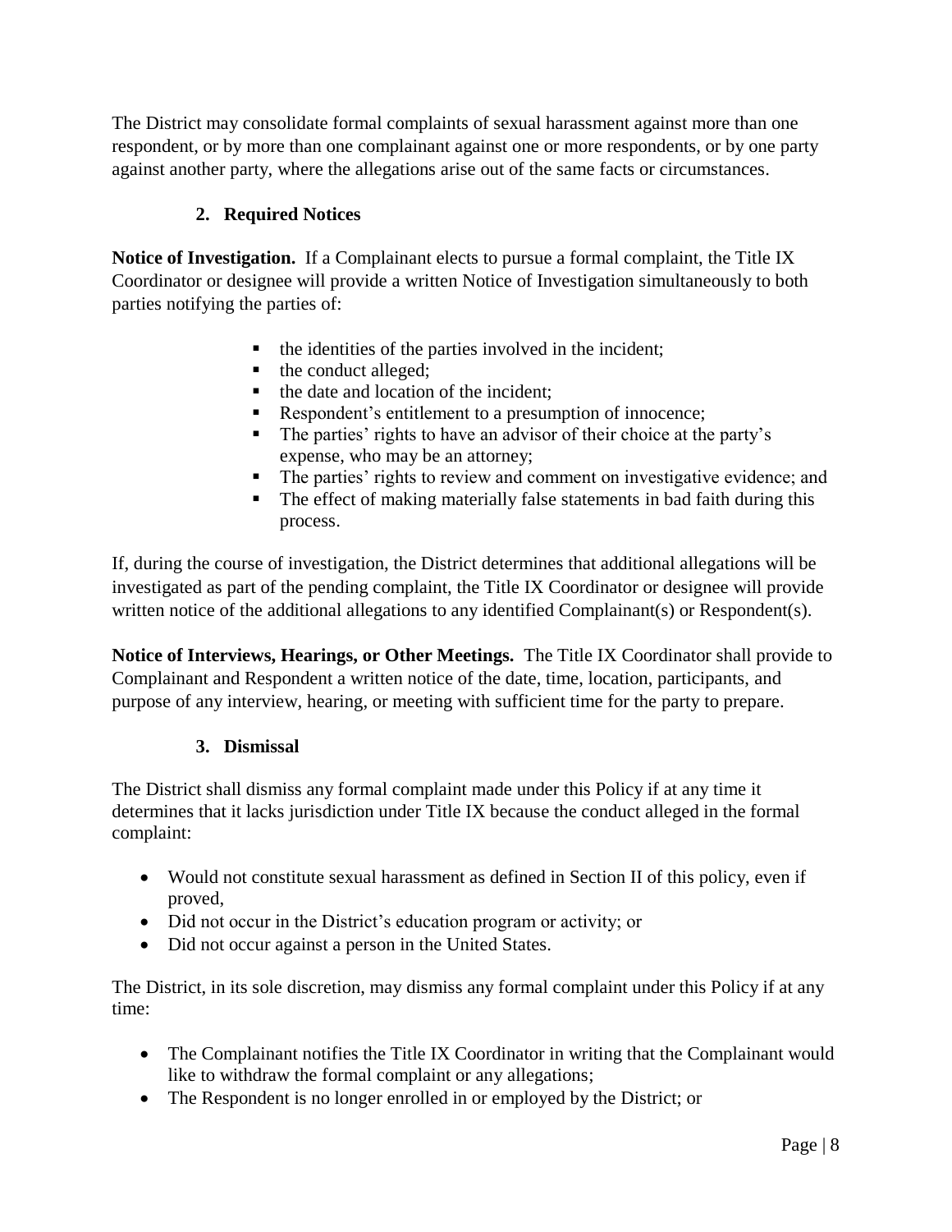The District may consolidate formal complaints of sexual harassment against more than one respondent, or by more than one complainant against one or more respondents, or by one party against another party, where the allegations arise out of the same facts or circumstances.

### 2. Required Notices

**Notice of Investigation.** If a Complainant elects to pursue a formal complaint, the Title IX Coordinator or designee will provide a written Notice of Investigation simultaneously to both parties notifying the parties of:

- the identities of the parties involved in the incident;
- the conduct alleged;
- the date and location of the incident;
- Respondent's entitlement to a presumption of innocence;
- The parties' rights to have an advisor of their choice at the party's expense, who may be an attorney;
- The parties' rights to review and comment on investigative evidence; and
- The effect of making materially false statements in bad faith during this process.

If, during the course of investigation, the District determines that additional allegations will be investigated as part of the pending complaint, the Title IX Coordinator or designee will provide written notice of the additional allegations to any identified Complainant(s) or Respondent(s).

**Notice of Interviews, Hearings, or Other Meetings.** The Title IX Coordinator shall provide to Complainant and Respondent a written notice of the date, time, location, participants, and purpose of any interview, hearing, or meeting with sufficient time for the party to prepare.

### 3. Dismissal

The District shall dismiss any formal complaint made under this Policy if at any time it determines that it lacks jurisdiction under Title IX because the conduct alleged in the formal complaint:

- Would not constitute sexual harassment as defined in Section II of this policy, even if proved,
- Did not occur in the District's education program or activity; or
- Did not occur against a person in the United States.

The District, in its sole discretion, may dismiss any formal complaint under this Policy if at any time:

- The Complainant notifies the Title IX Coordinator in writing that the Complainant would like to withdraw the formal complaint or any allegations;
- The Respondent is no longer enrolled in or employed by the District; or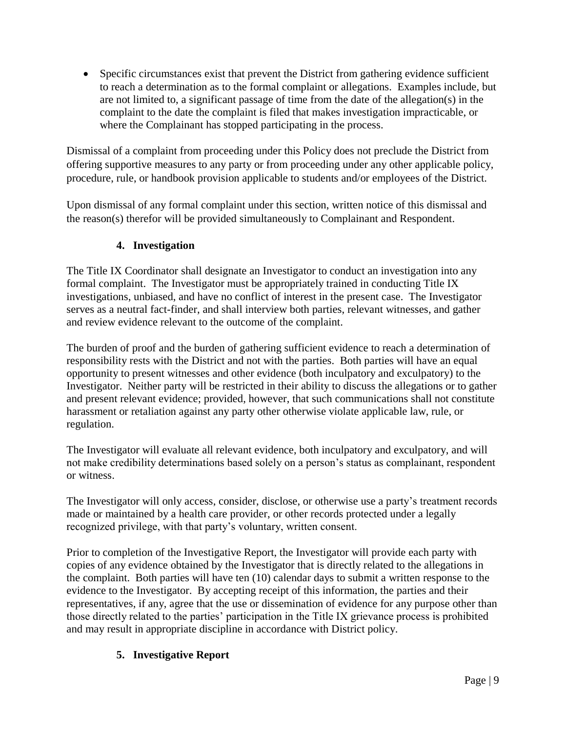- Specific circumstances exist that prevent the District from gathering evidence sufficient to reach a determination as to the formal complaint or allegations. Examples include, but are not limited to, a significant passage of time from the date of the allegation(s) in the complaint to the date the complaint is filed that makes investigation impracticable, or where the Complainant has stopped participating in the process.

Dismissal of a complaint from proceeding under this Policy does not preclude the District from offering supportive measures to any party or from proceeding under any other applicable policy, procedure, rule, or handbook provision applicable to students and/or employees of the District.

Upon dismissal of any formal complaint under this section, written notice of this dismissal and the reason(s) therefor will be provided simultaneously to Complainant and Respondent.

### 4. Investigation

The Title IX Coordinator shall designate an Investigator to conduct an investigation into any formal complaint. The Investigator must be appropriately trained in conducting Title IX investigations, unbiased, and have no conflict of interest in the present case. The Investigator serves as a neutral fact-finder, and shall interview both parties, relevant witnesses, and gather and review evidence relevant to the outcome of the complaint.

The burden of proof and the burden of gathering sufficient evidence to reach a determination of responsibility rests with the District and not with the parties. Both parties will have an equal opportunity to present witnesses and other evidence (both inculpatory and exculpatory) to the Investigator. Neither party will be restricted in their ability to discuss the allegations or to gather and present relevant evidence; provided, however, that such communications shall not constitute harassment or retaliation against any party other otherwise violate applicable law, rule, or regulation.

The Investigator will evaluate all relevant evidence, both inculpatory and exculpatory, and will not make credibility determinations based solely on a person's status as complainant, respondent or witness.

The Investigator will only access, consider, disclose, or otherwise use a party's treatment records made or maintained by a health care provider, or other records protected under a legally recognized privilege, with that party's voluntary, written consent.

Prior to completion of the Investigative Report, the Investigator will provide each party with copies of any evidence obtained by the Investigator that is directly related to the allegations in the complaint. Both parties will have ten (10) calendar days to submit a written response to the evidence to the Investigator. By accepting receipt of this information, the parties and their representatives, if any, agree that the use or dissemination of evidence for any purpose other than those directly related to the parties' participation in the Title IX grievance process is prohibited and may result in appropriate discipline in accordance with District policy.

### 5. Investigative Report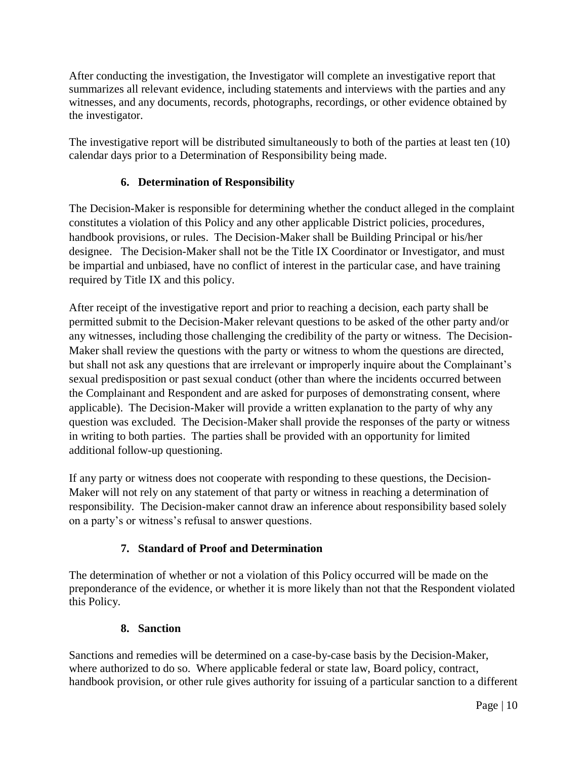After conducting the investigation, the Investigator will complete an investigative report that summarizes all relevant evidence, including statements and interviews with the parties and any witnesses, and any documents, records, photographs, recordings, or other evidence obtained by the investigator.

The investigative report will be distributed simultaneously to both of the parties at least ten (10) calendar days prior to a Determination of Responsibility being made.

### 6. Determination of Responsibility

The Decision-Maker is responsible for determining whether the conduct alleged in the complaint constitutes a violation of this Policy and any other applicable District policies, procedures, handbook provisions, or rules. The Decision-Maker shall be Building Principal or his/her designee. The Decision-Maker shall not be the Title IX Coordinator or Investigator, and must be impartial and unbiased, have no conflict of interest in the particular case, and have training required by Title IX and this policy.

After receipt of the investigative report and prior to reaching a decision, each party shall be permitted submit to the Decision-Maker relevant questions to be asked of the other party and/or any witnesses, including those challenging the credibility of the party or witness. The Decision-Maker shall review the questions with the party or witness to whom the questions are directed, but shall not ask any questions that are irrelevant or improperly inquire about the Complainant's sexual predisposition or past sexual conduct (other than where the incidents occurred between the Complainant and Respondent and are asked for purposes of demonstrating consent, where applicable). The Decision-Maker will provide a written explanation to the party of why any question was excluded. The Decision-Maker shall provide the responses of the party or witness in writing to both parties. The parties shall be provided with an opportunity for limited additional follow-up questioning.

If any party or witness does not cooperate with responding to these questions, the Decision-Maker will not rely on any statement of that party or witness in reaching a determination of responsibility. The Decision-maker cannot draw an inference about responsibility based solely on a party's or witness's refusal to answer questions.

### 7. Standard of Proof and Determination

The determination of whether or not a violation of this Policy occurred will be made on the preponderance of the evidence, or whether it is more likely than not that the Respondent violated this Policy.

### 8. Sanction

Sanctions and remedies will be determined on a case-by-case basis by the Decision-Maker, where authorized to do so. Where applicable federal or state law, Board policy, contract, handbook provision, or other rule gives authority for issuing of a particular sanction to a different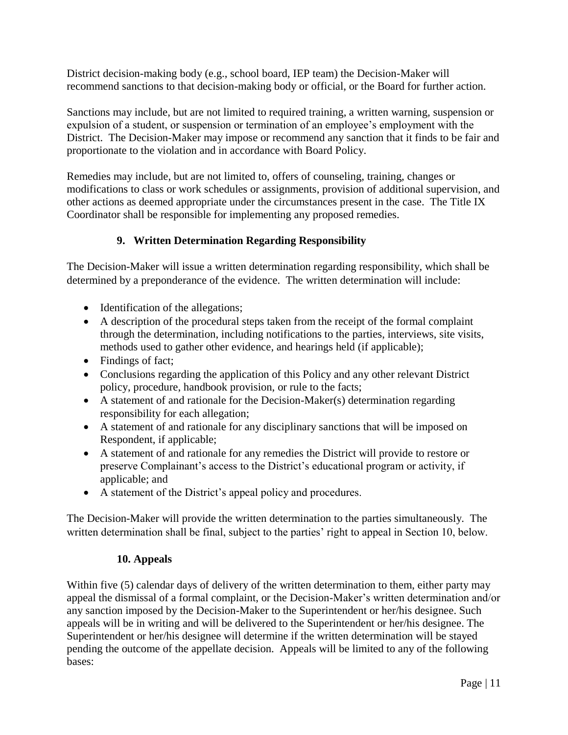District decision-making body (e.g., school board, IEP team) the Decision-Maker will recommend sanctions to that decision-making body or official, or the Board for further action.

Sanctions may include, but are not limited to required training, a written warning, suspension or expulsion of a student, or suspension or termination of an employee's employment with the District. The Decision-Maker may impose or recommend any sanction that it finds to be fair and proportionate to the violation and in accordance with Board Policy.

Remedies may include, but are not limited to, offers of counseling, training, changes or modifications to class or work schedules or assignments, provision of additional supervision, and other actions as deemed appropriate under the circumstances present in the case. The Title IX Coordinator shall be responsible for implementing any proposed remedies.

### 9. Written Determination Regarding Responsibility

The Decision-Maker will issue a written determination regarding responsibility, which shall be determined by a preponderance of the evidence. The written determination will include:

- Identification of the allegations;
- A description of the procedural steps taken from the receipt of the formal complaint through the determination, including notifications to the parties, interviews, site visits, methods used to gather other evidence, and hearings held (if applicable);
- Findings of fact;
- Conclusions regarding the application of this Policy and any other relevant District policy, procedure, handbook provision, or rule to the facts;
- A statement of and rationale for the Decision-Maker(s) determination regarding responsibility for each allegation;
- A statement of and rationale for any disciplinary sanctions that will be imposed on Respondent, if applicable;
- A statement of and rationale for any remedies the District will provide to restore or preserve Complainant's access to the District's educational program or activity, if applicable; and
- A statement of the District's appeal policy and procedures.

The Decision-Maker will provide the written determination to the parties simultaneously. The written determination shall be final, subject to the parties' right to appeal in Section 10, below.

### 10. Appeals

Within five (5) calendar days of delivery of the written determination to them, either party may appeal the dismissal of a formal complaint, or the Decision-Maker's written determination and/or any sanction imposed by the Decision-Maker to the Superintendent or her/his designee. Such appeals will be in writing and will be delivered to the Superintendent or her/his designee. The Superintendent or her/his designee will determine if the written determination will be stayed pending the outcome of the appellate decision. Appeals will be limited to any of the following bases: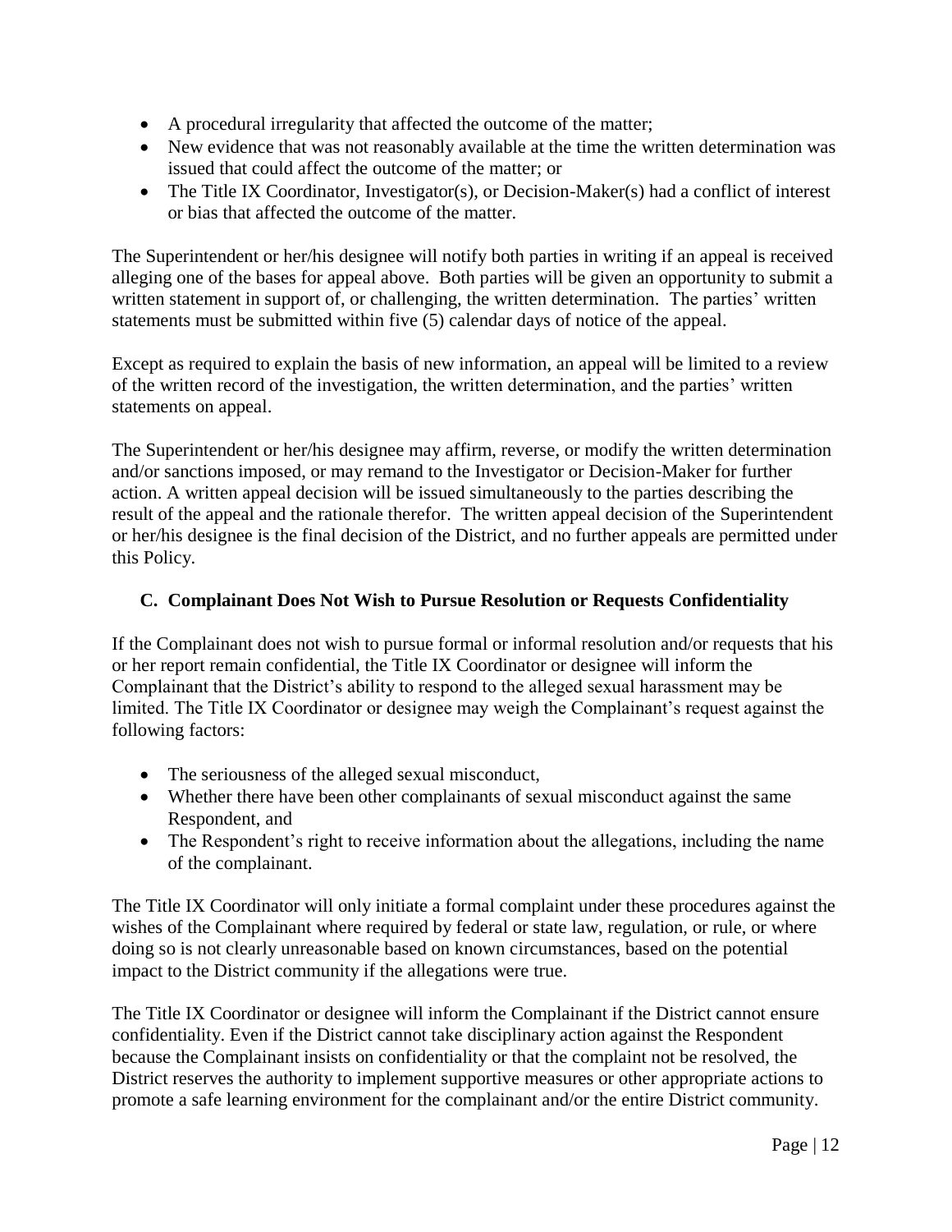- A procedural irregularity that affected the outcome of the matter;
- New evidence that was not reasonably available at the time the written determination was issued that could affect the outcome of the matter; or
- The Title IX Coordinator, Investigator(s), or Decision-Maker(s) had a conflict of interest or bias that affected the outcome of the matter.

The Superintendent or her/his designee will notify both parties in writing if an appeal is received alleging one of the bases for appeal above. Both parties will be given an opportunity to submit a written statement in support of, or challenging, the written determination. The parties' written statements must be submitted within five (5) calendar days of notice of the appeal.

Except as required to explain the basis of new information, an appeal will be limited to a review of the written record of the investigation, the written determination, and the parties' written statements on appeal.

The Superintendent or her/his designee may affirm, reverse, or modify the written determination and/or sanctions imposed, or may remand to the Investigator or Decision-Maker for further action. A written appeal decision will be issued simultaneously to the parties describing the result of the appeal and the rationale therefor. The written appeal decision of the Superintendent or her/his designee is the final decision of the District, and no further appeals are permitted under this Policy.

### C. Complainant Does Not Wish to Pursue Resolution or Requests Confidentiality

If the Complainant does not wish to pursue formal or informal resolution and/or requests that his or her report remain confidential, the Title IX Coordinator or designee will inform the Complainant that the District's ability to respond to the alleged sexual harassment may be limited. The Title IX Coordinator or designee may weigh the Complainant's request against the following factors:

- The seriousness of the alleged sexual misconduct,
- Whether there have been other complainants of sexual misconduct against the same Respondent, and
- The Respondent's right to receive information about the allegations, including the name of the complainant.

The Title IX Coordinator will only initiate a formal complaint under these procedures against the wishes of the Complainant where required by federal or state law, regulation, or rule, or where doing so is not clearly unreasonable based on known circumstances, based on the potential impact to the District community if the allegations were true.

The Title IX Coordinator or designee will inform the Complainant if the District cannot ensure confidentiality. Even if the District cannot take disciplinary action against the Respondent because the Complainant insists on confidentiality or that the complaint not be resolved, the District reserves the authority to implement supportive measures or other appropriate actions to promote a safe learning environment for the complainant and/or the entire District community.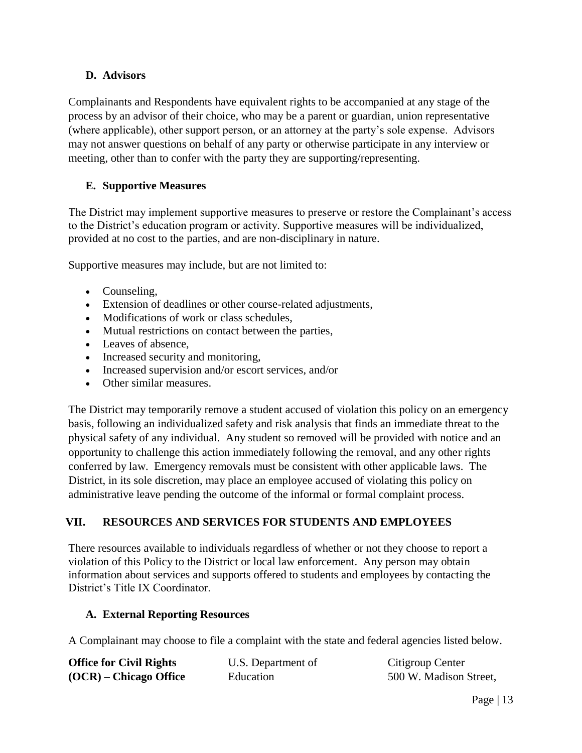### D. Advisors

Complainants and Respondents have equivalent rights to be accompanied at any stage of the process by an advisor of their choice, who may be a parent or guardian, union representative (where applicable), other support person, or an attorney at the party's sole expense. Advisors may not answer questions on behalf of any party or otherwise participate in any interview or meeting, other than to confer with the party they are supporting/representing.

### E. Supportive Measures

The District may implement supportive measures to preserve or restore the Complainant's access to the District's education program or activity. Supportive measures will be individualized, provided at no cost to the parties, and are non-disciplinary in nature.

Supportive measures may include, but are not limited to:

- Counseling,
- Extension of deadlines or other course-related adjustments,
- Modifications of work or class schedules,
- Mutual restrictions on contact between the parties,
- Leaves of absence,
- Increased security and monitoring,
- Increased supervision and/or escort services, and/or
- Other similar measures.

The District may temporarily remove a student accused of violation this policy on an emergency basis, following an individualized safety and risk analysis that finds an immediate threat to the physical safety of any individual. Any student so removed will be provided with notice and an opportunity to challenge this action immediately following the removal, and any other rights conferred by law. Emergency removals must be consistent with other applicable laws. The District, in its sole discretion, may place an employee accused of violating this policy on administrative leave pending the outcome of the informal or formal complaint process.

## VII. RESOURCES AND SERVICES FOR STUDENTS AND EMPLOYEES

There resources available to individuals regardless of whether or not they choose to report a violation of this Policy to the District or local law enforcement. Any person may obtain information about services and supports offered to students and employees by contacting the District's Title IX Coordinator.

### A. External Reporting Resources

A Complainant may choose to file a complaint with the state and federal agencies listed below.

| | | |
|---|---|---|
| **Office for Civil Rights (OCR) – Chicago Office** | U.S. Department of Education | Citigroup Center 500 W. Madison Street, |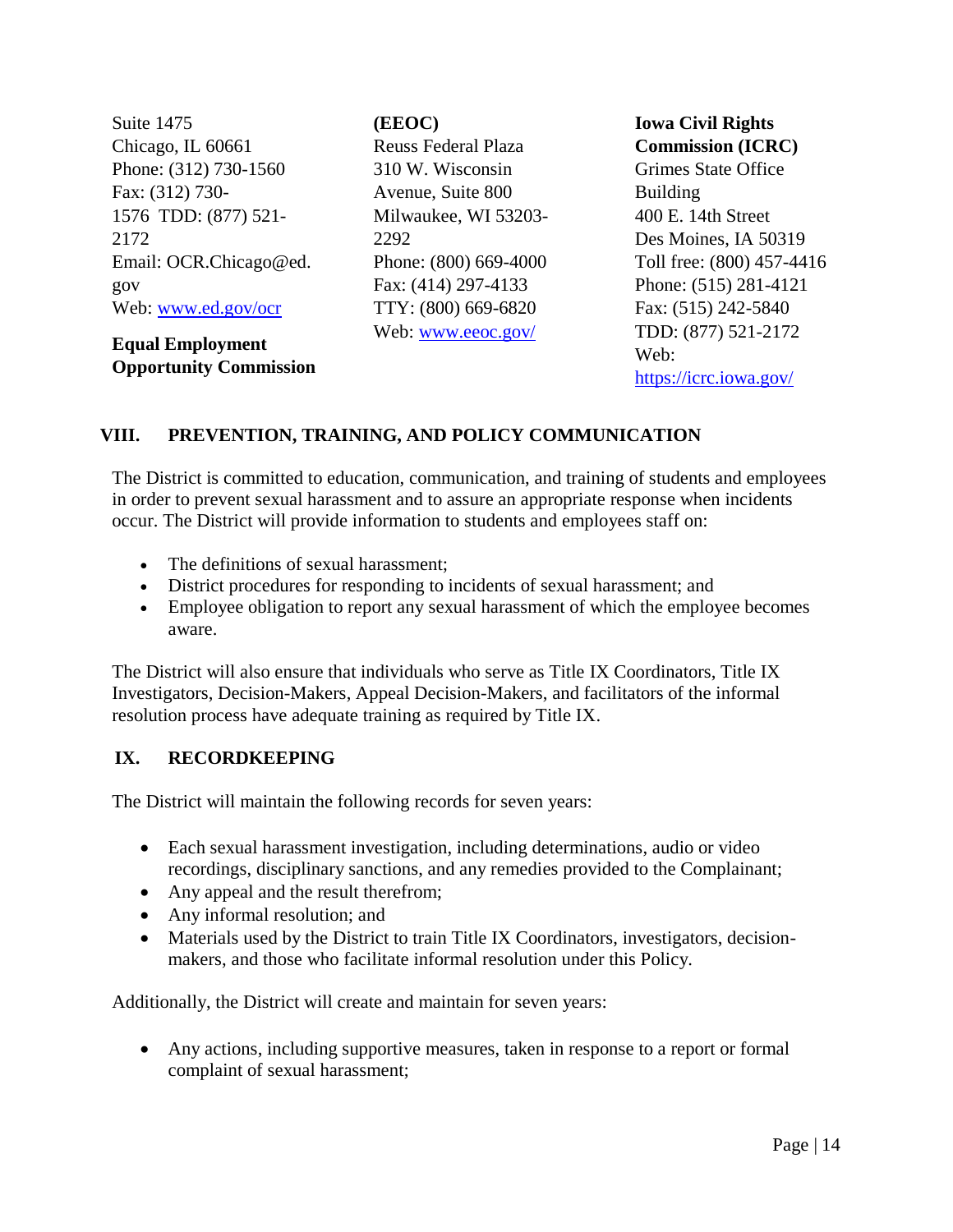Suite 1475
Chicago, IL 60661
Phone: (312) 730-1560
Fax: (312) 730-1576 TDD: (877) 521-2172
Email: OCR.Chicago@ed.gov
Web: [www.ed.gov/ocr](www.ed.gov/ocr)

**Equal Employment Opportunity Commission (EEOC)**
Reuss Federal Plaza
310 W. Wisconsin Avenue, Suite 800
Milwaukee, WI 53203-2292
Phone: (800) 669-4000
Fax: (414) 297-4133
TTY: (800) 669-6820
Web: [www.eeoc.gov/](www.eeoc.gov/)

**Iowa Civil Rights Commission (ICRC)**
Grimes State Office Building
400 E. 14th Street
Des Moines, IA 50319
Toll free: (800) 457-4416
Phone: (515) 281-4121
Fax: (515) 242-5840
TDD: (877) 521-2172
Web: [https://icrc.iowa.gov/](https://icrc.iowa.gov/)

## VIII. PREVENTION, TRAINING, AND POLICY COMMUNICATION

The District is committed to education, communication, and training of students and employees in order to prevent sexual harassment and to assure an appropriate response when incidents occur. The District will provide information to students and employees staff on:

- The definitions of sexual harassment;
- District procedures for responding to incidents of sexual harassment; and
- Employee obligation to report any sexual harassment of which the employee becomes aware.

The District will also ensure that individuals who serve as Title IX Coordinators, Title IX Investigators, Decision-Makers, Appeal Decision-Makers, and facilitators of the informal resolution process have adequate training as required by Title IX.

## IX. RECORDKEEPING

The District will maintain the following records for seven years:

- Each sexual harassment investigation, including determinations, audio or video recordings, disciplinary sanctions, and any remedies provided to the Complainant;
- Any appeal and the result therefrom;
- Any informal resolution; and
- Materials used by the District to train Title IX Coordinators, investigators, decision-makers, and those who facilitate informal resolution under this Policy.

Additionally, the District will create and maintain for seven years:

- Any actions, including supportive measures, taken in response to a report or formal complaint of sexual harassment;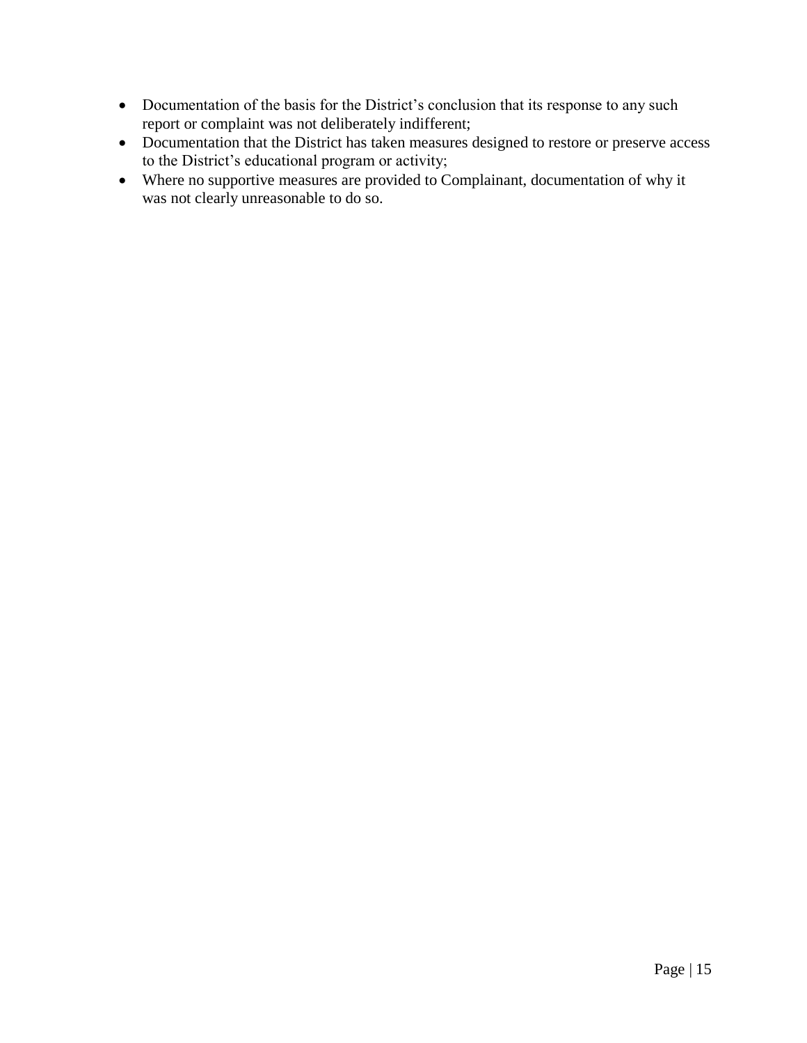- Documentation of the basis for the District's conclusion that its response to any such report or complaint was not deliberately indifferent;
- Documentation that the District has taken measures designed to restore or preserve access to the District's educational program or activity;
- Where no supportive measures are provided to Complainant, documentation of why it was not clearly unreasonable to do so.